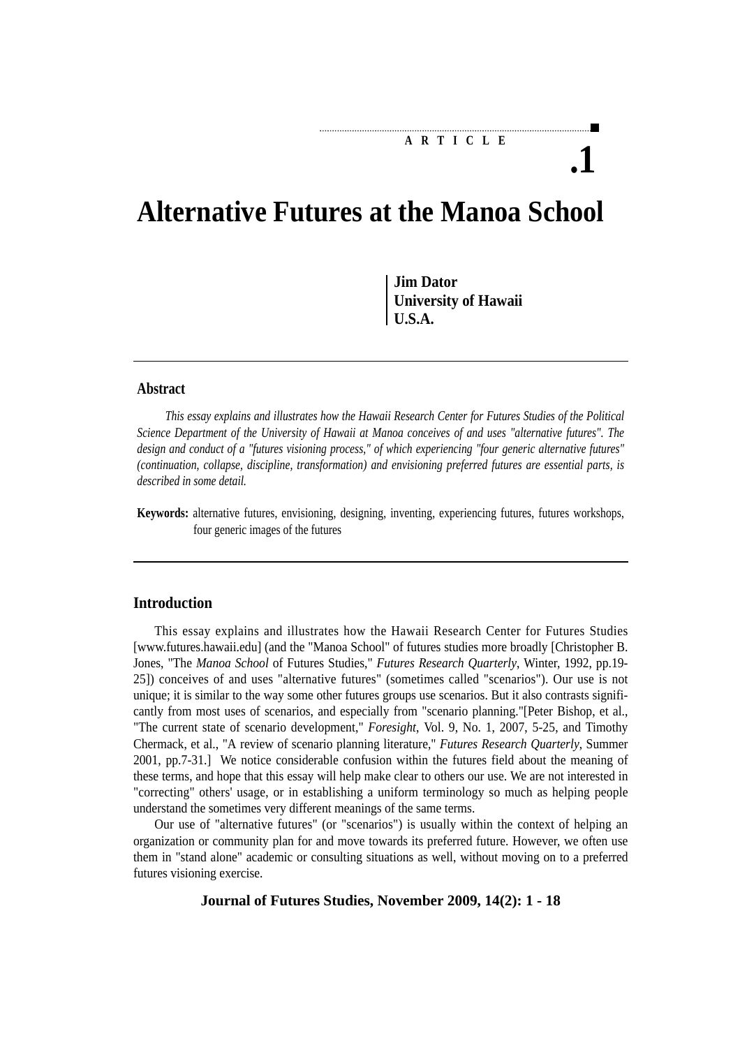ARTICLE

.1

# Alternative Futures at the Manoa School

**Jim Dator**
**University of Hawaii**
**U.S.A.**

---

### Abstract

*This essay explains and illustrates how the Hawaii Research Center for Futures Studies of the Political Science Department of the University of Hawaii at Manoa conceives of and uses "alternative futures". The design and conduct of a "futures visioning process," of which experiencing "four generic alternative futures" (continuation, collapse, discipline, transformation) and envisioning preferred futures are essential parts, is described in some detail.*

**Keywords:** alternative futures, envisioning, designing, inventing, experiencing futures, futures workshops, four generic images of the futures

---

## Introduction

This essay explains and illustrates how the Hawaii Research Center for Futures Studies [www.futures.hawaii.edu] (and the "Manoa School" of futures studies more broadly [Christopher B. Jones, "The *Manoa School* of Futures Studies," *Futures Research Quarterly*, Winter, 1992, pp.19-25]) conceives of and uses "alternative futures" (sometimes called "scenarios"). Our use is not unique; it is similar to the way some other futures groups use scenarios. But it also contrasts significantly from most uses of scenarios, and especially from "scenario planning."[Peter Bishop, et al., "The current state of scenario development," *Foresight*, Vol. 9, No. 1, 2007, 5-25, and Timothy Chermack, et al., "A review of scenario planning literature," *Futures Research Quarterly*, Summer 2001, pp.7-31.] We notice considerable confusion within the futures field about the meaning of these terms, and hope that this essay will help make clear to others our use. We are not interested in "correcting" others' usage, or in establishing a uniform terminology so much as helping people understand the sometimes very different meanings of the same terms.

Our use of "alternative futures" (or "scenarios") is usually within the context of helping an organization or community plan for and move towards its preferred future. However, we often use them in "stand alone" academic or consulting situations as well, without moving on to a preferred futures visioning exercise.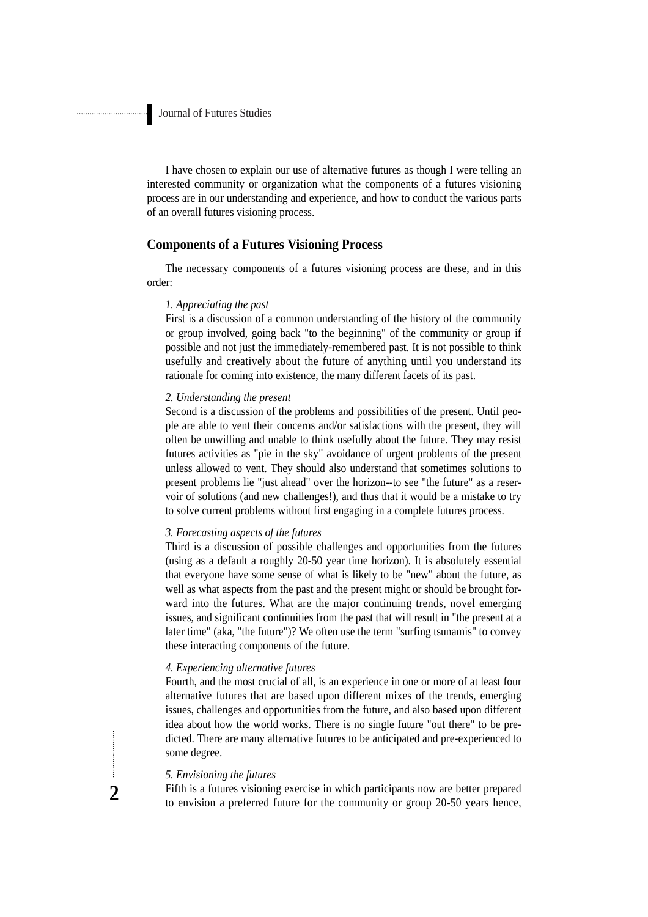I have chosen to explain our use of alternative futures as though I were telling an interested community or organization what the components of a futures visioning process are in our understanding and experience, and how to conduct the various parts of an overall futures visioning process.

## Components of a Futures Visioning Process

The necessary components of a futures visioning process are these, and in this order:

*1. Appreciating the past*

First is a discussion of a common understanding of the history of the community or group involved, going back "to the beginning" of the community or group if possible and not just the immediately-remembered past. It is not possible to think usefully and creatively about the future of anything until you understand its rationale for coming into existence, the many different facets of its past.

*2. Understanding the present*

Second is a discussion of the problems and possibilities of the present. Until people are able to vent their concerns and/or satisfactions with the present, they will often be unwilling and unable to think usefully about the future. They may resist futures activities as "pie in the sky" avoidance of urgent problems of the present unless allowed to vent. They should also understand that sometimes solutions to present problems lie "just ahead" over the horizon--to see "the future" as a reservoir of solutions (and new challenges!), and thus that it would be a mistake to try to solve current problems without first engaging in a complete futures process.

*3. Forecasting aspects of the futures*

Third is a discussion of possible challenges and opportunities from the futures (using as a default a roughly 20-50 year time horizon). It is absolutely essential that everyone have some sense of what is likely to be "new" about the future, as well as what aspects from the past and the present might or should be brought forward into the futures. What are the major continuing trends, novel emerging issues, and significant continuities from the past that will result in "the present at a later time" (aka, "the future")? We often use the term "surfing tsunamis" to convey these interacting components of the future.

*4. Experiencing alternative futures*

Fourth, and the most crucial of all, is an experience in one or more of at least four alternative futures that are based upon different mixes of the trends, emerging issues, challenges and opportunities from the future, and also based upon different idea about how the world works. There is no single future "out there" to be predicted. There are many alternative futures to be anticipated and pre-experienced to some degree.

*5. Envisioning the futures*

Fifth is a futures visioning exercise in which participants now are better prepared to envision a preferred future for the community or group 20-50 years hence,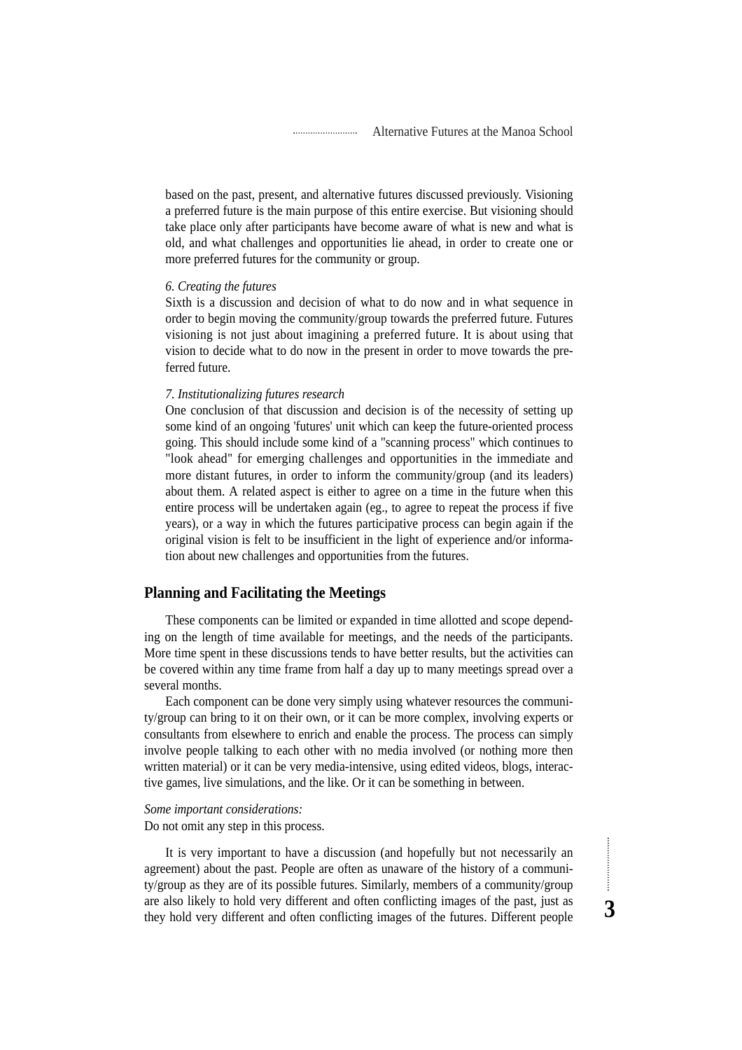based on the past, present, and alternative futures discussed previously. Visioning a preferred future is the main purpose of this entire exercise. But visioning should take place only after participants have become aware of what is new and what is old, and what challenges and opportunities lie ahead, in order to create one or more preferred futures for the community or group.

*6. Creating the futures*

Sixth is a discussion and decision of what to do now and in what sequence in order to begin moving the community/group towards the preferred future. Futures visioning is not just about imagining a preferred future. It is about using that vision to decide what to do now in the present in order to move towards the preferred future.

*7. Institutionalizing futures research*

One conclusion of that discussion and decision is of the necessity of setting up some kind of an ongoing 'futures' unit which can keep the future-oriented process going. This should include some kind of a "scanning process" which continues to "look ahead" for emerging challenges and opportunities in the immediate and more distant futures, in order to inform the community/group (and its leaders) about them. A related aspect is either to agree on a time in the future when this entire process will be undertaken again (eg., to agree to repeat the process if five years), or a way in which the futures participative process can begin again if the original vision is felt to be insufficient in the light of experience and/or information about new challenges and opportunities from the futures.

## Planning and Facilitating the Meetings

These components can be limited or expanded in time allotted and scope depending on the length of time available for meetings, and the needs of the participants. More time spent in these discussions tends to have better results, but the activities can be covered within any time frame from half a day up to many meetings spread over a several months.

Each component can be done very simply using whatever resources the community/group can bring to it on their own, or it can be more complex, involving experts or consultants from elsewhere to enrich and enable the process. The process can simply involve people talking to each other with no media involved (or nothing more then written material) or it can be very media-intensive, using edited videos, blogs, interactive games, live simulations, and the like. Or it can be something in between.

*Some important considerations:*

Do not omit any step in this process.

It is very important to have a discussion (and hopefully but not necessarily an agreement) about the past. People are often as unaware of the history of a community/group as they are of its possible futures. Similarly, members of a community/group are also likely to hold very different and often conflicting images of the past, just as they hold very different and often conflicting images of the futures. Different people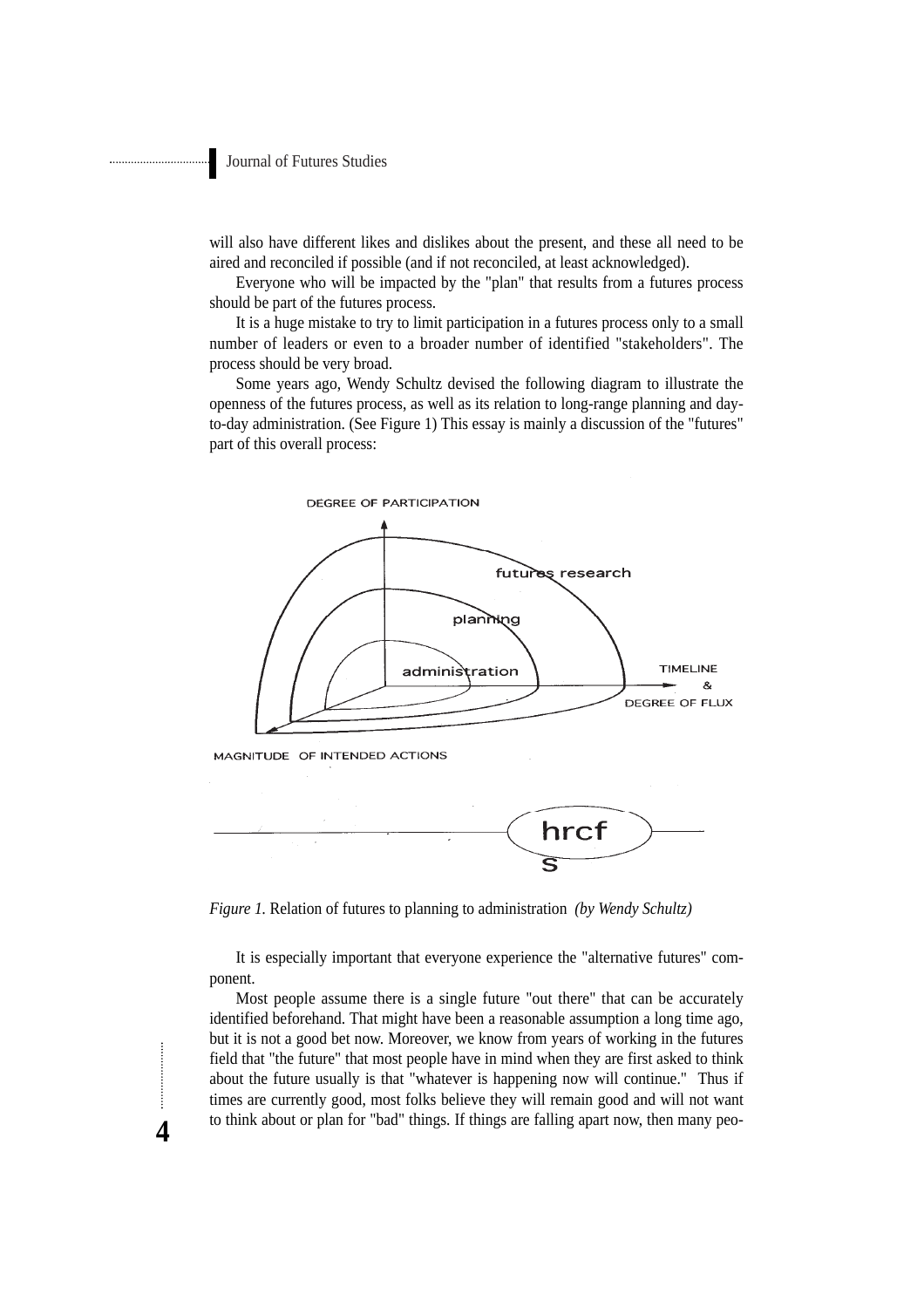will also have different likes and dislikes about the present, and these all need to be aired and reconciled if possible (and if not reconciled, at least acknowledged).

Everyone who will be impacted by the "plan" that results from a futures process should be part of the futures process.

It is a huge mistake to try to limit participation in a futures process only to a small number of leaders or even to a broader number of identified "stakeholders". The process should be very broad.

Some years ago, Wendy Schultz devised the following diagram to illustrate the openness of the futures process, as well as its relation to long-range planning and day-to-day administration. (See Figure 1) This essay is mainly a discussion of the "futures" part of this overall process:

*Figure 1.* Relation of futures to planning to administration *(by Wendy Schultz)*

It is especially important that everyone experience the "alternative futures" component.

Most people assume there is a single future "out there" that can be accurately identified beforehand. That might have been a reasonable assumption a long time ago, but it is not a good bet now. Moreover, we know from years of working in the futures field that "the future" that most people have in mind when they are first asked to think about the future usually is that "whatever is happening now will continue." Thus if times are currently good, most folks believe they will remain good and will not want to think about or plan for "bad" things. If things are falling apart now, then many peo-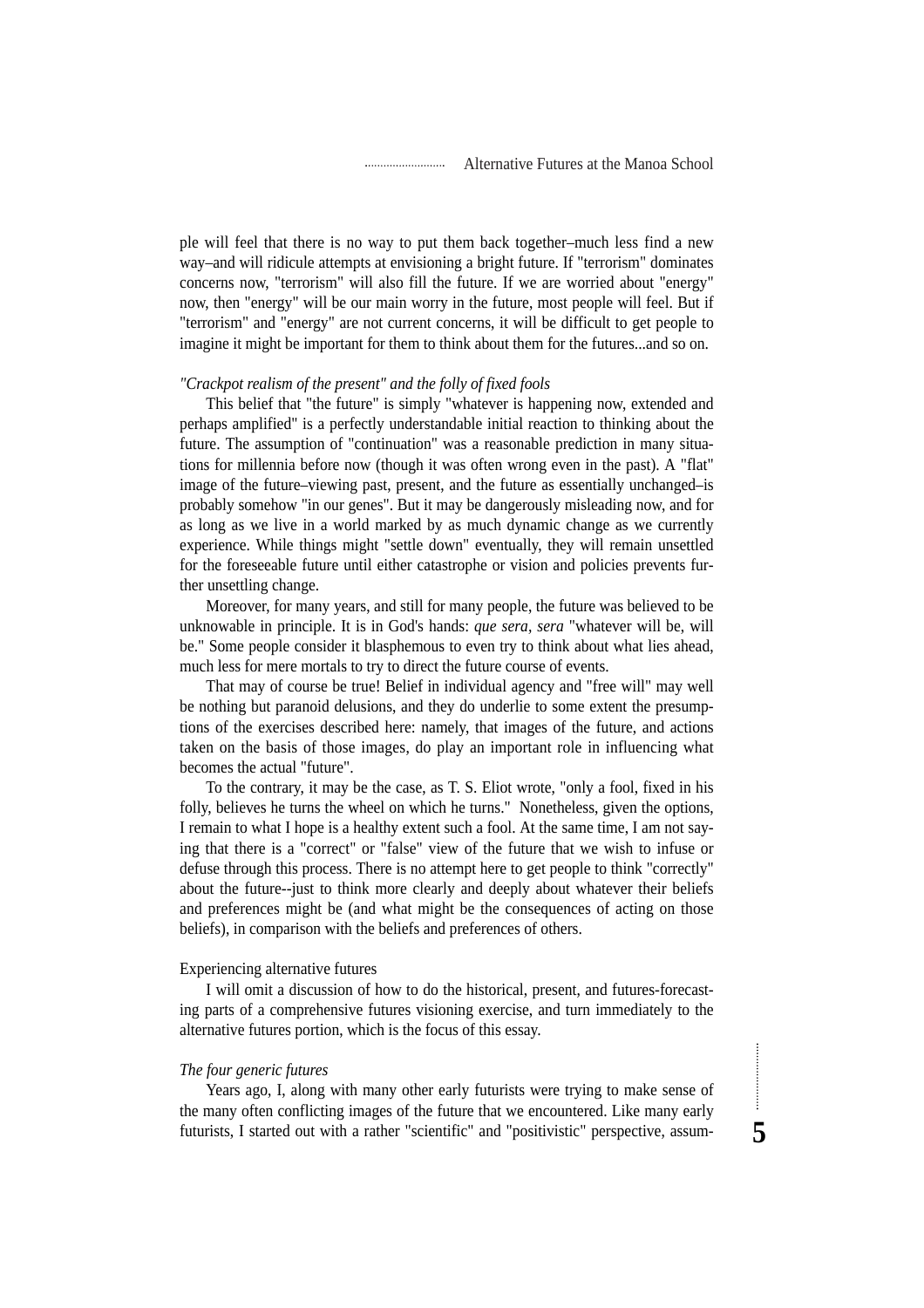ple will feel that there is no way to put them back together–much less find a new way–and will ridicule attempts at envisioning a bright future. If "terrorism" dominates concerns now, "terrorism" will also fill the future. If we are worried about "energy" now, then "energy" will be our main worry in the future, most people will feel. But if "terrorism" and "energy" are not current concerns, it will be difficult to get people to imagine it might be important for them to think about them for the futures...and so on.

*"Crackpot realism of the present" and the folly of fixed fools*

This belief that "the future" is simply "whatever is happening now, extended and perhaps amplified" is a perfectly understandable initial reaction to thinking about the future. The assumption of "continuation" was a reasonable prediction in many situations for millennia before now (though it was often wrong even in the past). A "flat" image of the future–viewing past, present, and the future as essentially unchanged–is probably somehow "in our genes". But it may be dangerously misleading now, and for as long as we live in a world marked by as much dynamic change as we currently experience. While things might "settle down" eventually, they will remain unsettled for the foreseeable future until either catastrophe or vision and policies prevents further unsettling change.

Moreover, for many years, and still for many people, the future was believed to be unknowable in principle. It is in God's hands: *que sera, sera* "whatever will be, will be." Some people consider it blasphemous to even try to think about what lies ahead, much less for mere mortals to try to direct the future course of events.

That may of course be true! Belief in individual agency and "free will" may well be nothing but paranoid delusions, and they do underlie to some extent the presumptions of the exercises described here: namely, that images of the future, and actions taken on the basis of those images, do play an important role in influencing what becomes the actual "future".

To the contrary, it may be the case, as T. S. Eliot wrote, "only a fool, fixed in his folly, believes he turns the wheel on which he turns." Nonetheless, given the options, I remain to what I hope is a healthy extent such a fool. At the same time, I am not saying that there is a "correct" or "false" view of the future that we wish to infuse or defuse through this process. There is no attempt here to get people to think "correctly" about the future--just to think more clearly and deeply about whatever their beliefs and preferences might be (and what might be the consequences of acting on those beliefs), in comparison with the beliefs and preferences of others.

Experiencing alternative futures

I will omit a discussion of how to do the historical, present, and futures-forecasting parts of a comprehensive futures visioning exercise, and turn immediately to the alternative futures portion, which is the focus of this essay.

*The four generic futures*

Years ago, I, along with many other early futurists were trying to make sense of the many often conflicting images of the future that we encountered. Like many early futurists, I started out with a rather "scientific" and "positivistic" perspective, assum-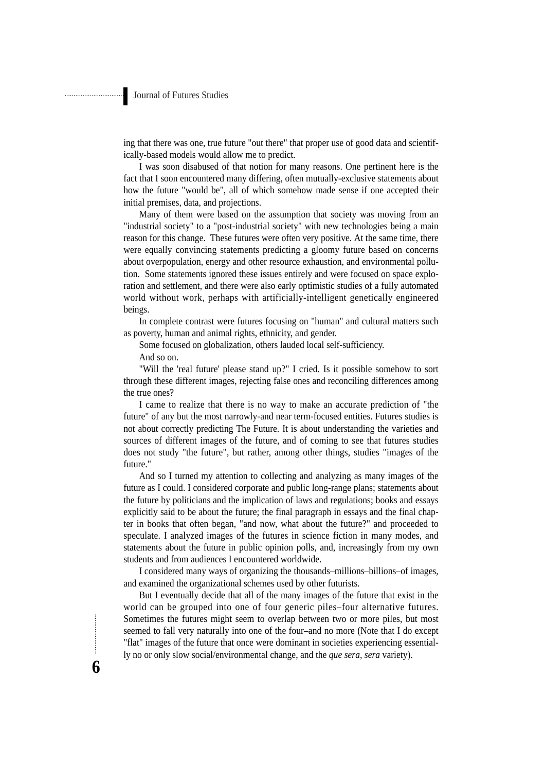ing that there was one, true future "out there" that proper use of good data and scientifically-based models would allow me to predict.

I was soon disabused of that notion for many reasons. One pertinent here is the fact that I soon encountered many differing, often mutually-exclusive statements about how the future "would be", all of which somehow made sense if one accepted their initial premises, data, and projections.

Many of them were based on the assumption that society was moving from an "industrial society" to a "post-industrial society" with new technologies being a main reason for this change. These futures were often very positive. At the same time, there were equally convincing statements predicting a gloomy future based on concerns about overpopulation, energy and other resource exhaustion, and environmental pollution. Some statements ignored these issues entirely and were focused on space exploration and settlement, and there were also early optimistic studies of a fully automated world without work, perhaps with artificially-intelligent genetically engineered beings.

In complete contrast were futures focusing on "human" and cultural matters such as poverty, human and animal rights, ethnicity, and gender.

Some focused on globalization, others lauded local self-sufficiency.

And so on.

"Will the 'real future' please stand up?" I cried. Is it possible somehow to sort through these different images, rejecting false ones and reconciling differences among the true ones?

I came to realize that there is no way to make an accurate prediction of "the future" of any but the most narrowly-and near term-focused entities. Futures studies is not about correctly predicting The Future. It is about understanding the varieties and sources of different images of the future, and of coming to see that futures studies does not study "the future", but rather, among other things, studies "images of the future."

And so I turned my attention to collecting and analyzing as many images of the future as I could. I considered corporate and public long-range plans; statements about the future by politicians and the implication of laws and regulations; books and essays explicitly said to be about the future; the final paragraph in essays and the final chapter in books that often began, "and now, what about the future?" and proceeded to speculate. I analyzed images of the futures in science fiction in many modes, and statements about the future in public opinion polls, and, increasingly from my own students and from audiences I encountered worldwide.

I considered many ways of organizing the thousands–millions–billions–of images, and examined the organizational schemes used by other futurists.

But I eventually decide that all of the many images of the future that exist in the world can be grouped into one of four generic piles–four alternative futures. Sometimes the futures might seem to overlap between two or more piles, but most seemed to fall very naturally into one of the four–and no more (Note that I do except "flat" images of the future that once were dominant in societies experiencing essentially no or only slow social/environmental change, and the *que sera, sera* variety).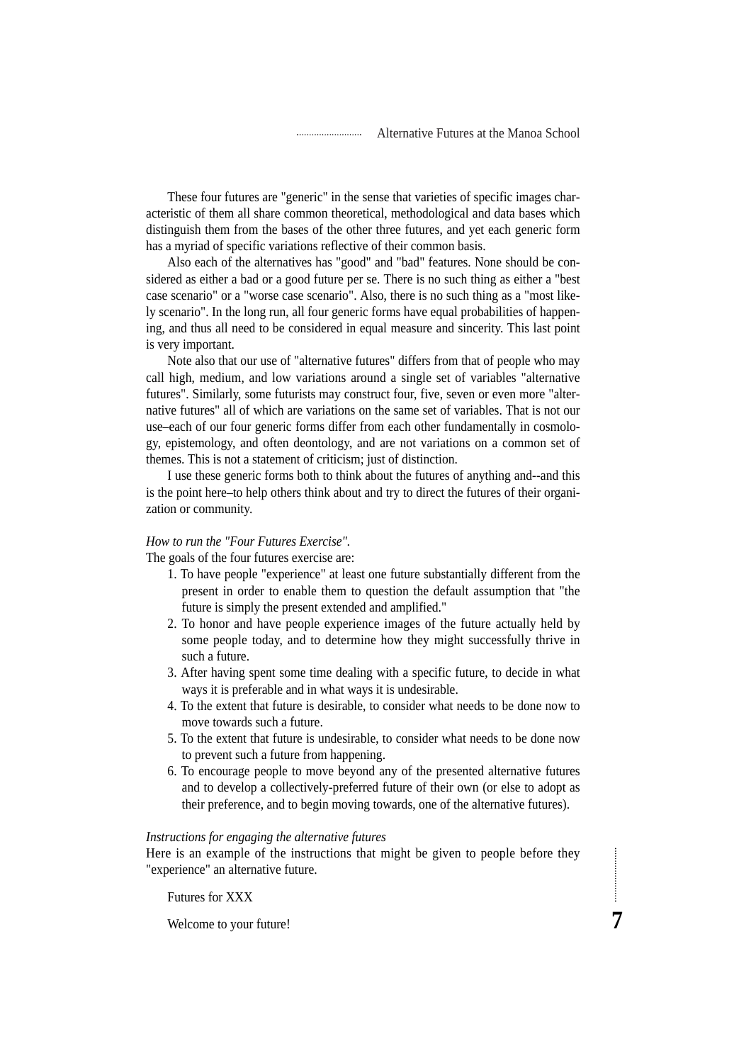These four futures are "generic" in the sense that varieties of specific images characteristic of them all share common theoretical, methodological and data bases which distinguish them from the bases of the other three futures, and yet each generic form has a myriad of specific variations reflective of their common basis.

Also each of the alternatives has "good" and "bad" features. None should be considered as either a bad or a good future per se. There is no such thing as either a "best case scenario" or a "worse case scenario". Also, there is no such thing as a "most likely scenario". In the long run, all four generic forms have equal probabilities of happening, and thus all need to be considered in equal measure and sincerity. This last point is very important.

Note also that our use of "alternative futures" differs from that of people who may call high, medium, and low variations around a single set of variables "alternative futures". Similarly, some futurists may construct four, five, seven or even more "alternative futures" all of which are variations on the same set of variables. That is not our use–each of our four generic forms differ from each other fundamentally in cosmology, epistemology, and often deontology, and are not variations on a common set of themes. This is not a statement of criticism; just of distinction.

I use these generic forms both to think about the futures of anything and--and this is the point here–to help others think about and try to direct the futures of their organization or community.

*How to run the "Four Futures Exercise".*

The goals of the four futures exercise are:

1. To have people "experience" at least one future substantially different from the present in order to enable them to question the default assumption that "the future is simply the present extended and amplified."
2. To honor and have people experience images of the future actually held by some people today, and to determine how they might successfully thrive in such a future.
3. After having spent some time dealing with a specific future, to decide in what ways it is preferable and in what ways it is undesirable.
4. To the extent that future is desirable, to consider what needs to be done now to move towards such a future.
5. To the extent that future is undesirable, to consider what needs to be done now to prevent such a future from happening.
6. To encourage people to move beyond any of the presented alternative futures and to develop a collectively-preferred future of their own (or else to adopt as their preference, and to begin moving towards, one of the alternative futures).

*Instructions for engaging the alternative futures*

Here is an example of the instructions that might be given to people before they "experience" an alternative future.

Futures for XXX

Welcome to your future!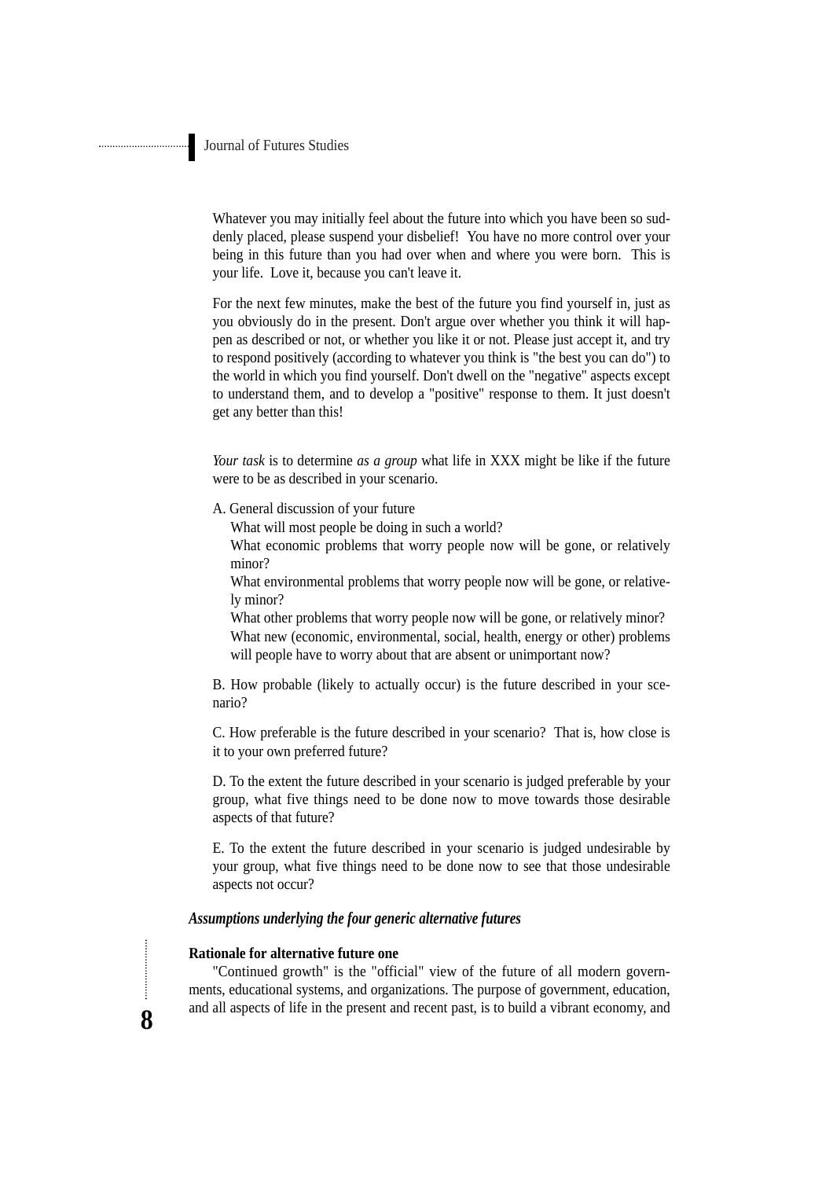Whatever you may initially feel about the future into which you have been so suddenly placed, please suspend your disbelief! You have no more control over your being in this future than you had over when and where you were born. This is your life. Love it, because you can't leave it.

For the next few minutes, make the best of the future you find yourself in, just as you obviously do in the present. Don't argue over whether you think it will happen as described or not, or whether you like it or not. Please just accept it, and try to respond positively (according to whatever you think is "the best you can do") to the world in which you find yourself. Don't dwell on the "negative" aspects except to understand them, and to develop a "positive" response to them. It just doesn't get any better than this!

*Your task* is to determine *as a group* what life in XXX might be like if the future were to be as described in your scenario.

A. General discussion of your future

What will most people be doing in such a world?

What economic problems that worry people now will be gone, or relatively minor?

What environmental problems that worry people now will be gone, or relatively minor?

What other problems that worry people now will be gone, or relatively minor?

What new (economic, environmental, social, health, energy or other) problems will people have to worry about that are absent or unimportant now?

B. How probable (likely to actually occur) is the future described in your scenario?

C. How preferable is the future described in your scenario? That is, how close is it to your own preferred future?

D. To the extent the future described in your scenario is judged preferable by your group, what five things need to be done now to move towards those desirable aspects of that future?

E. To the extent the future described in your scenario is judged undesirable by your group, what five things need to be done now to see that those undesirable aspects not occur?

### *Assumptions underlying the four generic alternative futures*

**Rationale for alternative future one**

"Continued growth" is the "official" view of the future of all modern governments, educational systems, and organizations. The purpose of government, education, and all aspects of life in the present and recent past, is to build a vibrant economy, and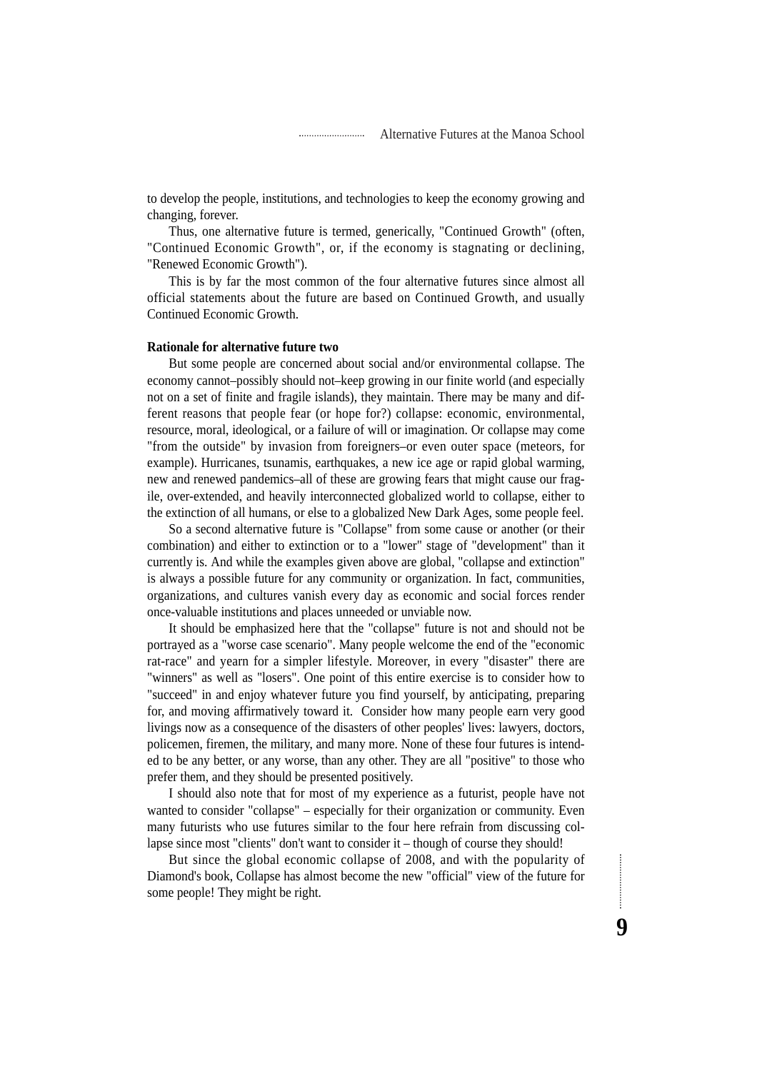to develop the people, institutions, and technologies to keep the economy growing and changing, forever.

Thus, one alternative future is termed, generically, "Continued Growth" (often, "Continued Economic Growth", or, if the economy is stagnating or declining, "Renewed Economic Growth").

This is by far the most common of the four alternative futures since almost all official statements about the future are based on Continued Growth, and usually Continued Economic Growth.

**Rationale for alternative future two**

But some people are concerned about social and/or environmental collapse. The economy cannot–possibly should not–keep growing in our finite world (and especially not on a set of finite and fragile islands), they maintain. There may be many and different reasons that people fear (or hope for?) collapse: economic, environmental, resource, moral, ideological, or a failure of will or imagination. Or collapse may come "from the outside" by invasion from foreigners–or even outer space (meteors, for example). Hurricanes, tsunamis, earthquakes, a new ice age or rapid global warming, new and renewed pandemics–all of these are growing fears that might cause our fragile, over-extended, and heavily interconnected globalized world to collapse, either to the extinction of all humans, or else to a globalized New Dark Ages, some people feel.

So a second alternative future is "Collapse" from some cause or another (or their combination) and either to extinction or to a "lower" stage of "development" than it currently is. And while the examples given above are global, "collapse and extinction" is always a possible future for any community or organization. In fact, communities, organizations, and cultures vanish every day as economic and social forces render once-valuable institutions and places unneeded or unviable now.

It should be emphasized here that the "collapse" future is not and should not be portrayed as a "worse case scenario". Many people welcome the end of the "economic rat-race" and yearn for a simpler lifestyle. Moreover, in every "disaster" there are "winners" as well as "losers". One point of this entire exercise is to consider how to "succeed" in and enjoy whatever future you find yourself, by anticipating, preparing for, and moving affirmatively toward it. Consider how many people earn very good livings now as a consequence of the disasters of other peoples' lives: lawyers, doctors, policemen, firemen, the military, and many more. None of these four futures is intended to be any better, or any worse, than any other. They are all "positive" to those who prefer them, and they should be presented positively.

I should also note that for most of my experience as a futurist, people have not wanted to consider "collapse" – especially for their organization or community. Even many futurists who use futures similar to the four here refrain from discussing collapse since most "clients" don't want to consider it – though of course they should!

But since the global economic collapse of 2008, and with the popularity of Diamond's book, Collapse has almost become the new "official" view of the future for some people! They might be right.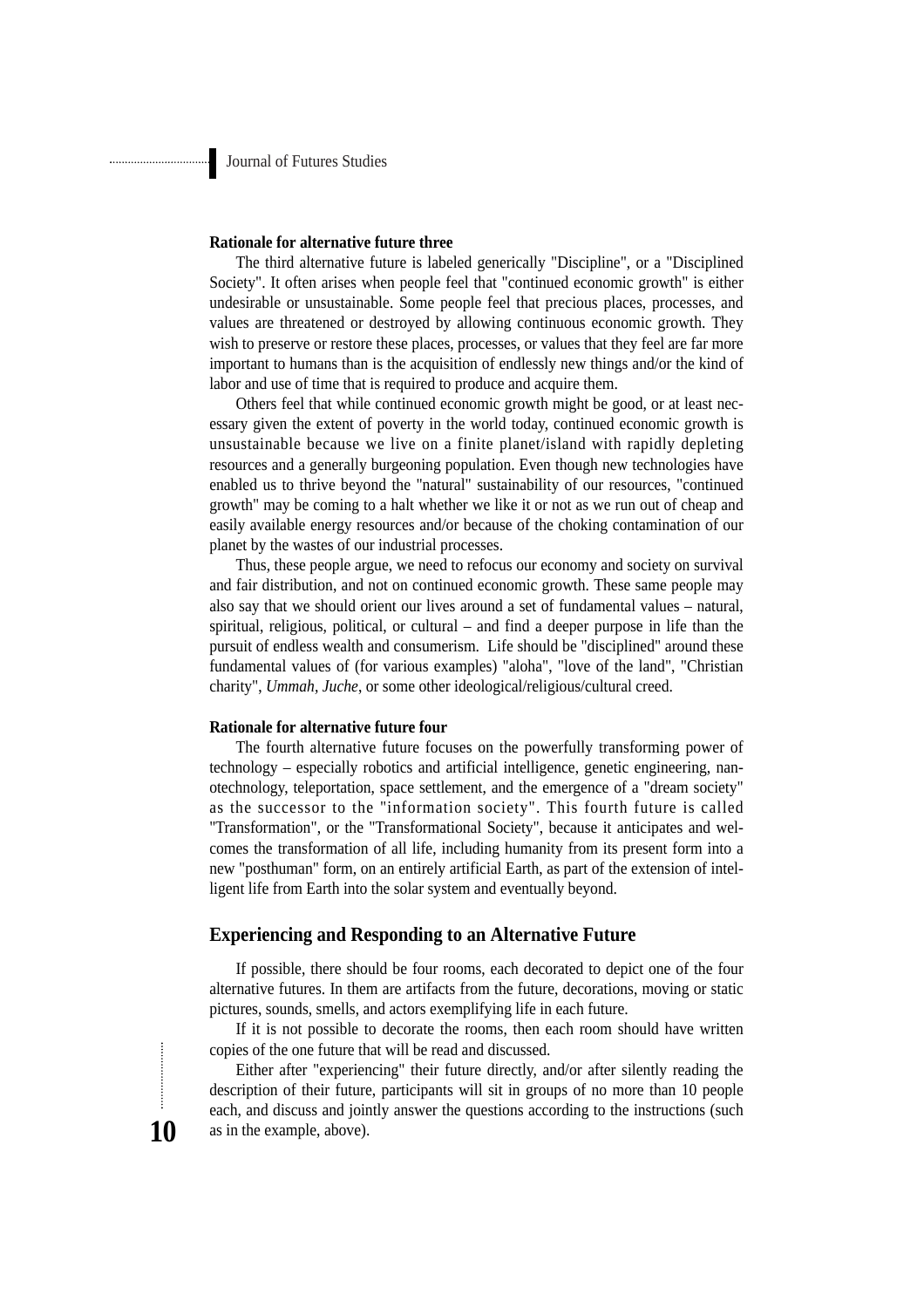**Rationale for alternative future three**

The third alternative future is labeled generically "Discipline", or a "Disciplined Society". It often arises when people feel that "continued economic growth" is either undesirable or unsustainable. Some people feel that precious places, processes, and values are threatened or destroyed by allowing continuous economic growth. They wish to preserve or restore these places, processes, or values that they feel are far more important to humans than is the acquisition of endlessly new things and/or the kind of labor and use of time that is required to produce and acquire them.

Others feel that while continued economic growth might be good, or at least necessary given the extent of poverty in the world today, continued economic growth is unsustainable because we live on a finite planet/island with rapidly depleting resources and a generally burgeoning population. Even though new technologies have enabled us to thrive beyond the "natural" sustainability of our resources, "continued growth" may be coming to a halt whether we like it or not as we run out of cheap and easily available energy resources and/or because of the choking contamination of our planet by the wastes of our industrial processes.

Thus, these people argue, we need to refocus our economy and society on survival and fair distribution, and not on continued economic growth. These same people may also say that we should orient our lives around a set of fundamental values – natural, spiritual, religious, political, or cultural – and find a deeper purpose in life than the pursuit of endless wealth and consumerism. Life should be "disciplined" around these fundamental values of (for various examples) "aloha", "love of the land", "Christian charity", *Ummah*, *Juche*, or some other ideological/religious/cultural creed.

**Rationale for alternative future four**

The fourth alternative future focuses on the powerfully transforming power of technology – especially robotics and artificial intelligence, genetic engineering, nanotechnology, teleportation, space settlement, and the emergence of a "dream society" as the successor to the "information society". This fourth future is called "Transformation", or the "Transformational Society", because it anticipates and welcomes the transformation of all life, including humanity from its present form into a new "posthuman" form, on an entirely artificial Earth, as part of the extension of intelligent life from Earth into the solar system and eventually beyond.

## Experiencing and Responding to an Alternative Future

If possible, there should be four rooms, each decorated to depict one of the four alternative futures. In them are artifacts from the future, decorations, moving or static pictures, sounds, smells, and actors exemplifying life in each future.

If it is not possible to decorate the rooms, then each room should have written copies of the one future that will be read and discussed.

Either after "experiencing" their future directly, and/or after silently reading the description of their future, participants will sit in groups of no more than 10 people each, and discuss and jointly answer the questions according to the instructions (such as in the example, above).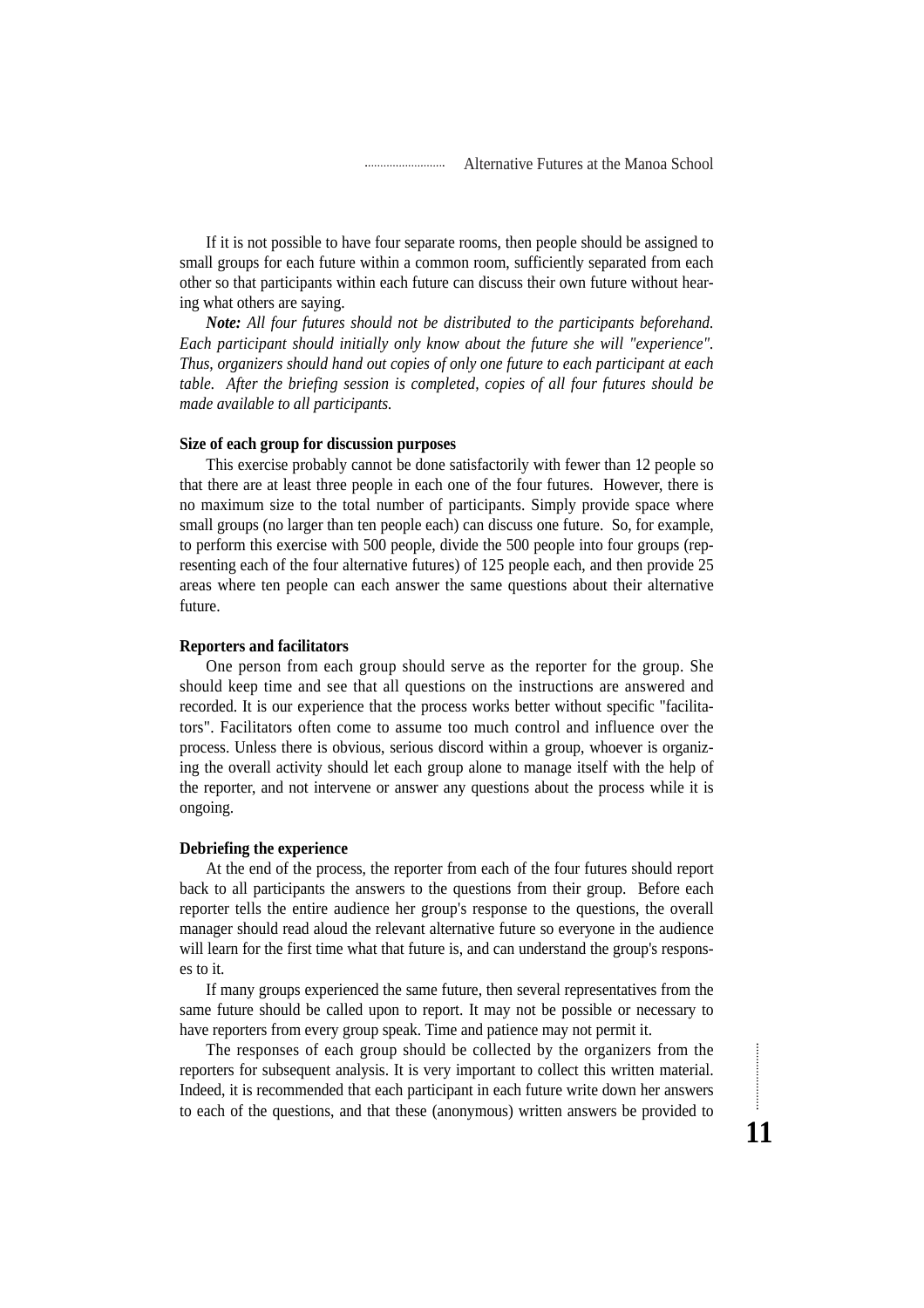If it is not possible to have four separate rooms, then people should be assigned to small groups for each future within a common room, sufficiently separated from each other so that participants within each future can discuss their own future without hearing what others are saying.

***Note:*** *All four futures should not be distributed to the participants beforehand. Each participant should initially only know about the future she will "experience". Thus, organizers should hand out copies of only one future to each participant at each table. After the briefing session is completed, copies of all four futures should be made available to all participants.*

**Size of each group for discussion purposes**

This exercise probably cannot be done satisfactorily with fewer than 12 people so that there are at least three people in each one of the four futures. However, there is no maximum size to the total number of participants. Simply provide space where small groups (no larger than ten people each) can discuss one future. So, for example, to perform this exercise with 500 people, divide the 500 people into four groups (representing each of the four alternative futures) of 125 people each, and then provide 25 areas where ten people can each answer the same questions about their alternative future.

**Reporters and facilitators**

One person from each group should serve as the reporter for the group. She should keep time and see that all questions on the instructions are answered and recorded. It is our experience that the process works better without specific "facilitators". Facilitators often come to assume too much control and influence over the process. Unless there is obvious, serious discord within a group, whoever is organizing the overall activity should let each group alone to manage itself with the help of the reporter, and not intervene or answer any questions about the process while it is ongoing.

**Debriefing the experience**

At the end of the process, the reporter from each of the four futures should report back to all participants the answers to the questions from their group. Before each reporter tells the entire audience her group's response to the questions, the overall manager should read aloud the relevant alternative future so everyone in the audience will learn for the first time what that future is, and can understand the group's responses to it.

If many groups experienced the same future, then several representatives from the same future should be called upon to report. It may not be possible or necessary to have reporters from every group speak. Time and patience may not permit it.

The responses of each group should be collected by the organizers from the reporters for subsequent analysis. It is very important to collect this written material. Indeed, it is recommended that each participant in each future write down her answers to each of the questions, and that these (anonymous) written answers be provided to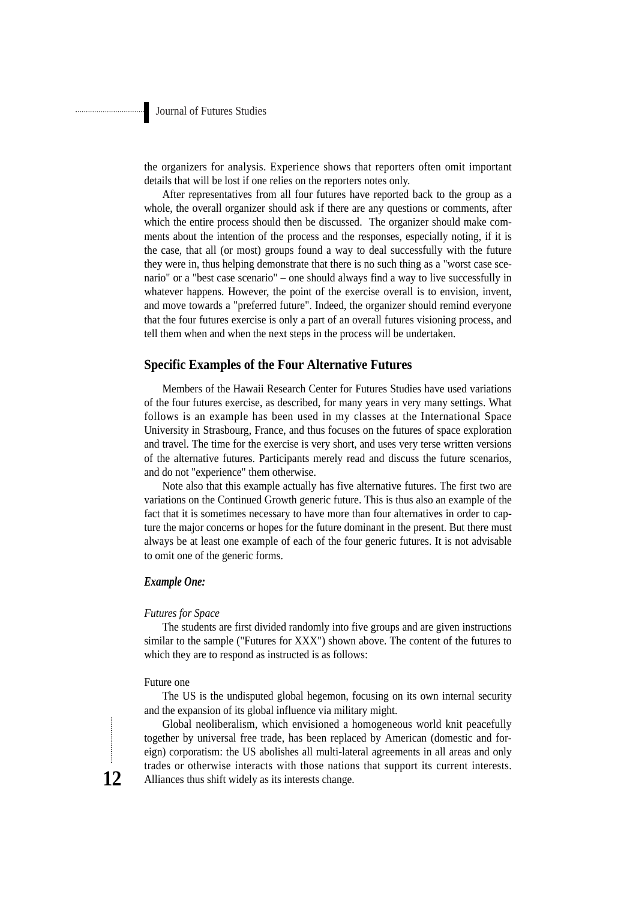the organizers for analysis. Experience shows that reporters often omit important details that will be lost if one relies on the reporters notes only.

After representatives from all four futures have reported back to the group as a whole, the overall organizer should ask if there are any questions or comments, after which the entire process should then be discussed. The organizer should make comments about the intention of the process and the responses, especially noting, if it is the case, that all (or most) groups found a way to deal successfully with the future they were in, thus helping demonstrate that there is no such thing as a "worst case scenario" or a "best case scenario" – one should always find a way to live successfully in whatever happens. However, the point of the exercise overall is to envision, invent, and move towards a "preferred future". Indeed, the organizer should remind everyone that the four futures exercise is only a part of an overall futures visioning process, and tell them when and when the next steps in the process will be undertaken.

## Specific Examples of the Four Alternative Futures

Members of the Hawaii Research Center for Futures Studies have used variations of the four futures exercise, as described, for many years in very many settings. What follows is an example has been used in my classes at the International Space University in Strasbourg, France, and thus focuses on the futures of space exploration and travel. The time for the exercise is very short, and uses very terse written versions of the alternative futures. Participants merely read and discuss the future scenarios, and do not "experience" them otherwise.

Note also that this example actually has five alternative futures. The first two are variations on the Continued Growth generic future. This is thus also an example of the fact that it is sometimes necessary to have more than four alternatives in order to capture the major concerns or hopes for the future dominant in the present. But there must always be at least one example of each of the four generic futures. It is not advisable to omit one of the generic forms.

***Example One:***

*Futures for Space*

The students are first divided randomly into five groups and are given instructions similar to the sample ("Futures for XXX") shown above. The content of the futures to which they are to respond as instructed is as follows:

Future one

The US is the undisputed global hegemon, focusing on its own internal security and the expansion of its global influence via military might.

Global neoliberalism, which envisioned a homogeneous world knit peacefully together by universal free trade, has been replaced by American (domestic and foreign) corporatism: the US abolishes all multi-lateral agreements in all areas and only trades or otherwise interacts with those nations that support its current interests. Alliances thus shift widely as its interests change.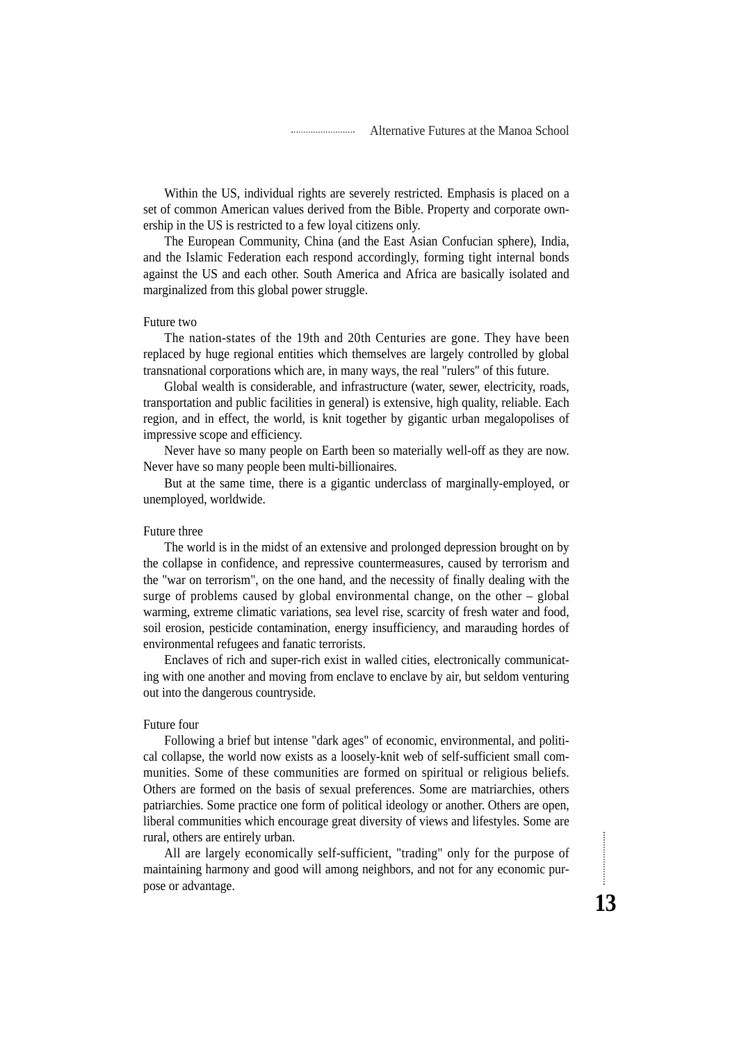Within the US, individual rights are severely restricted. Emphasis is placed on a set of common American values derived from the Bible. Property and corporate ownership in the US is restricted to a few loyal citizens only.

The European Community, China (and the East Asian Confucian sphere), India, and the Islamic Federation each respond accordingly, forming tight internal bonds against the US and each other. South America and Africa are basically isolated and marginalized from this global power struggle.

Future two

The nation-states of the 19th and 20th Centuries are gone. They have been replaced by huge regional entities which themselves are largely controlled by global transnational corporations which are, in many ways, the real "rulers" of this future.

Global wealth is considerable, and infrastructure (water, sewer, electricity, roads, transportation and public facilities in general) is extensive, high quality, reliable. Each region, and in effect, the world, is knit together by gigantic urban megalopolises of impressive scope and efficiency.

Never have so many people on Earth been so materially well-off as they are now. Never have so many people been multi-billionaires.

But at the same time, there is a gigantic underclass of marginally-employed, or unemployed, worldwide.

Future three

The world is in the midst of an extensive and prolonged depression brought on by the collapse in confidence, and repressive countermeasures, caused by terrorism and the "war on terrorism", on the one hand, and the necessity of finally dealing with the surge of problems caused by global environmental change, on the other – global warming, extreme climatic variations, sea level rise, scarcity of fresh water and food, soil erosion, pesticide contamination, energy insufficiency, and marauding hordes of environmental refugees and fanatic terrorists.

Enclaves of rich and super-rich exist in walled cities, electronically communicating with one another and moving from enclave to enclave by air, but seldom venturing out into the dangerous countryside.

Future four

Following a brief but intense "dark ages" of economic, environmental, and political collapse, the world now exists as a loosely-knit web of self-sufficient small communities. Some of these communities are formed on spiritual or religious beliefs. Others are formed on the basis of sexual preferences. Some are matriarchies, others patriarchies. Some practice one form of political ideology or another. Others are open, liberal communities which encourage great diversity of views and lifestyles. Some are rural, others are entirely urban.

All are largely economically self-sufficient, "trading" only for the purpose of maintaining harmony and good will among neighbors, and not for any economic purpose or advantage.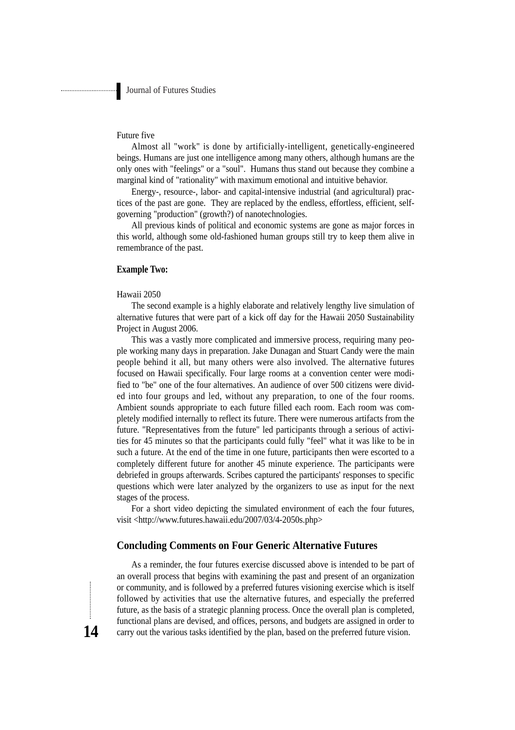Future five

Almost all "work" is done by artificially-intelligent, genetically-engineered beings. Humans are just one intelligence among many others, although humans are the only ones with "feelings" or a "soul". Humans thus stand out because they combine a marginal kind of "rationality" with maximum emotional and intuitive behavior.

Energy-, resource-, labor- and capital-intensive industrial (and agricultural) practices of the past are gone. They are replaced by the endless, effortless, efficient, self-governing "production" (growth?) of nanotechnologies.

All previous kinds of political and economic systems are gone as major forces in this world, although some old-fashioned human groups still try to keep them alive in remembrance of the past.

**Example Two:**

Hawaii 2050

The second example is a highly elaborate and relatively lengthy live simulation of alternative futures that were part of a kick off day for the Hawaii 2050 Sustainability Project in August 2006.

This was a vastly more complicated and immersive process, requiring many people working many days in preparation. Jake Dunagan and Stuart Candy were the main people behind it all, but many others were also involved. The alternative futures focused on Hawaii specifically. Four large rooms at a convention center were modified to "be" one of the four alternatives. An audience of over 500 citizens were divided into four groups and led, without any preparation, to one of the four rooms. Ambient sounds appropriate to each future filled each room. Each room was completely modified internally to reflect its future. There were numerous artifacts from the future. "Representatives from the future" led participants through a serious of activities for 45 minutes so that the participants could fully "feel" what it was like to be in such a future. At the end of the time in one future, participants then were escorted to a completely different future for another 45 minute experience. The participants were debriefed in groups afterwards. Scribes captured the participants' responses to specific questions which were later analyzed by the organizers to use as input for the next stages of the process.

For a short video depicting the simulated environment of each the four futures, visit <http://www.futures.hawaii.edu/2007/03/4-2050s.php>

## Concluding Comments on Four Generic Alternative Futures

As a reminder, the four futures exercise discussed above is intended to be part of an overall process that begins with examining the past and present of an organization or community, and is followed by a preferred futures visioning exercise which is itself followed by activities that use the alternative futures, and especially the preferred future, as the basis of a strategic planning process. Once the overall plan is completed, functional plans are devised, and offices, persons, and budgets are assigned in order to carry out the various tasks identified by the plan, based on the preferred future vision.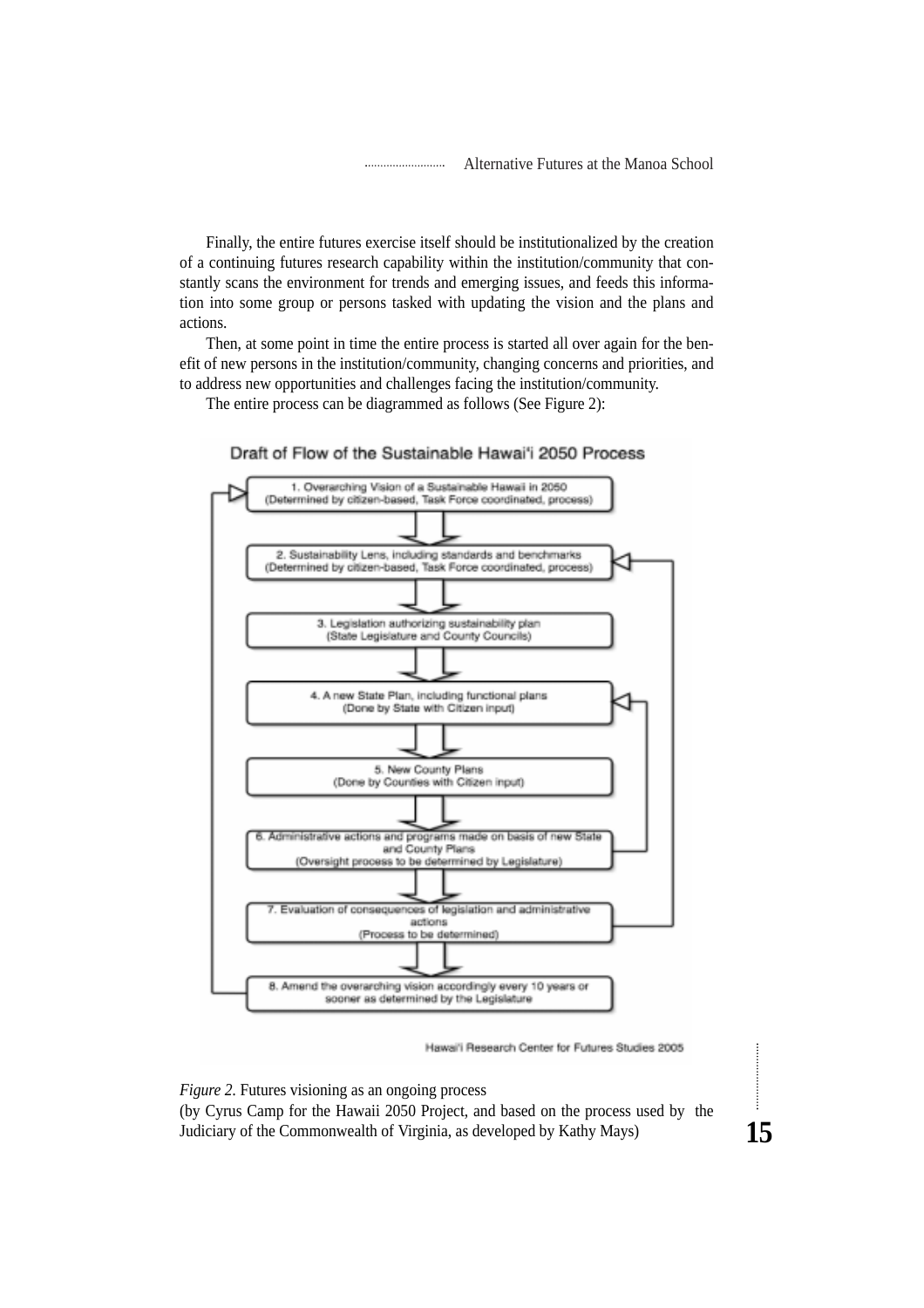Finally, the entire futures exercise itself should be institutionalized by the creation of a continuing futures research capability within the institution/community that constantly scans the environment for trends and emerging issues, and feeds this information into some group or persons tasked with updating the vision and the plans and actions.

Then, at some point in time the entire process is started all over again for the benefit of new persons in the institution/community, changing concerns and priorities, and to address new opportunities and challenges facing the institution/community.

The entire process can be diagrammed as follows (See Figure 2):

Draft of Flow of the Sustainable Hawai'i 2050 Process

1. Overarching Vision of a Sustainable Hawaii in 2050 (Determined by citizen-based, Task Force coordinated, process)

2. Sustainability Lens, including standards and benchmarks (Determined by citizen-based, Task Force coordinated, process)

3. Legislation authorizing sustainability plan (State Legislature and County Councils)

4. A new State Plan, including functional plans (Done by State with Citizen input)

5. New County Plans (Done by Counties with Citizen input)

6. Administrative actions and programs made on basis of new State and County Plans (Oversight process to be determined by Legislature)

7. Evaluation of consequences of legislation and administrative actions (Process to be determined)

8. Amend the overarching vision accordingly every 10 years or sooner as determined by the Legislature

Hawai'i Research Center for Futures Studies 2005

*Figure 2.* Futures visioning as an ongoing process
(by Cyrus Camp for the Hawaii 2050 Project, and based on the process used by the Judiciary of the Commonwealth of Virginia, as developed by Kathy Mays)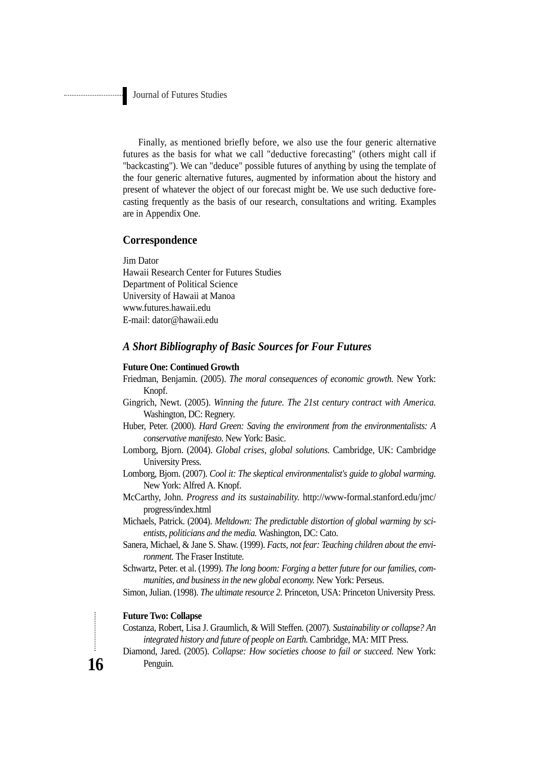Finally, as mentioned briefly before, we also use the four generic alternative futures as the basis for what we call "deductive forecasting" (others might call if "backcasting"). We can "deduce" possible futures of anything by using the template of the four generic alternative futures, augmented by information about the history and present of whatever the object of our forecast might be. We use such deductive forecasting frequently as the basis of our research, consultations and writing. Examples are in Appendix One.

## Correspondence

Jim Dator
Hawaii Research Center for Futures Studies
Department of Political Science
University of Hawaii at Manoa
www.futures.hawaii.edu
E-mail: dator@hawaii.edu

## *A Short Bibliography of Basic Sources for Four Futures*

**Future One: Continued Growth**

Friedman, Benjamin. (2005). *The moral consequences of economic growth.* New York: Knopf.

Gingrich, Newt. (2005). *Winning the future. The 21st century contract with America.* Washington, DC: Regnery.

Huber, Peter. (2000). *Hard Green: Saving the environment from the environmentalists: A conservative manifesto.* New York: Basic.

Lomborg, Bjorn. (2004). *Global crises, global solutions.* Cambridge, UK: Cambridge University Press.

Lomborg, Bjorn. (2007). *Cool it: The skeptical environmentalist's guide to global warming.* New York: Alfred A. Knopf.

McCarthy, John. *Progress and its sustainability.* http://www-formal.stanford.edu/jmc/progress/index.html

Michaels, Patrick. (2004). *Meltdown: The predictable distortion of global warming by scientists, politicians and the media.* Washington, DC: Cato.

Sanera, Michael, & Jane S. Shaw. (1999). *Facts, not fear: Teaching children about the environment.* The Fraser Institute.

Schwartz, Peter. et al. (1999). *The long boom: Forging a better future for our families, communities, and business in the new global economy.* New York: Perseus.

Simon, Julian. (1998). *The ultimate resource 2.* Princeton, USA: Princeton University Press.

**Future Two: Collapse**

Costanza, Robert, Lisa J. Graumlich, & Will Steffen. (2007). *Sustainability or collapse? An integrated history and future of people on Earth.* Cambridge, MA: MIT Press.

Diamond, Jared. (2005). *Collapse: How societies choose to fail or succeed.* New York: Penguin.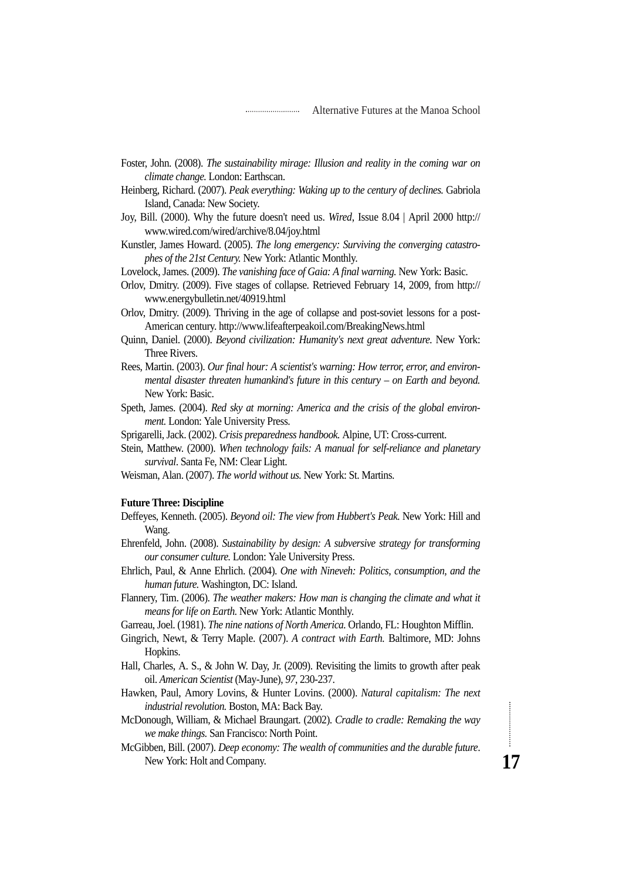Foster, John. (2008). *The sustainability mirage: Illusion and reality in the coming war on climate change.* London: Earthscan.

Heinberg, Richard. (2007). *Peak everything: Waking up to the century of declines.* Gabriola Island, Canada: New Society.

Joy, Bill. (2000). Why the future doesn't need us. *Wired*, Issue 8.04 | April 2000 http://www.wired.com/wired/archive/8.04/joy.html

Kunstler, James Howard. (2005). *The long emergency: Surviving the converging catastrophes of the 21st Century.* New York: Atlantic Monthly.

Lovelock, James. (2009). *The vanishing face of Gaia: A final warning.* New York: Basic.

Orlov, Dmitry. (2009). Five stages of collapse. Retrieved February 14, 2009, from http://www.energybulletin.net/40919.html

Orlov, Dmitry. (2009). Thriving in the age of collapse and post-soviet lessons for a post-American century. http://www.lifeafterpeakoil.com/BreakingNews.html

Quinn, Daniel. (2000). *Beyond civilization: Humanity's next great adventure.* New York: Three Rivers.

Rees, Martin. (2003). *Our final hour: A scientist's warning: How terror, error, and environmental disaster threaten humankind's future in this century – on Earth and beyond.* New York: Basic.

Speth, James. (2004). *Red sky at morning: America and the crisis of the global environment.* London: Yale University Press.

Sprigarelli, Jack. (2002). *Crisis preparedness handbook.* Alpine, UT: Cross-current.

Stein, Matthew. (2000). *When technology fails: A manual for self-reliance and planetary survival*. Santa Fe, NM: Clear Light.

Weisman, Alan. (2007). *The world without us.* New York: St. Martins.

**Future Three: Discipline**

Deffeyes, Kenneth. (2005). *Beyond oil: The view from Hubbert's Peak.* New York: Hill and Wang.

Ehrenfeld, John. (2008). *Sustainability by design: A subversive strategy for transforming our consumer culture.* London: Yale University Press.

Ehrlich, Paul, & Anne Ehrlich. (2004). *One with Nineveh: Politics, consumption, and the human future.* Washington, DC: Island.

Flannery, Tim. (2006). *The weather makers: How man is changing the climate and what it means for life on Earth.* New York: Atlantic Monthly.

Garreau, Joel. (1981). *The nine nations of North America.* Orlando, FL: Houghton Mifflin.

Gingrich, Newt, & Terry Maple. (2007). *A contract with Earth.* Baltimore, MD: Johns Hopkins.

Hall, Charles, A. S., & John W. Day, Jr. (2009). Revisiting the limits to growth after peak oil. *American Scientist* (May-June), *97*, 230-237.

Hawken, Paul, Amory Lovins, & Hunter Lovins. (2000). *Natural capitalism: The next industrial revolution.* Boston, MA: Back Bay.

McDonough, William, & Michael Braungart. (2002). *Cradle to cradle: Remaking the way we make things.* San Francisco: North Point.

McGibben, Bill. (2007). *Deep economy: The wealth of communities and the durable future*. New York: Holt and Company.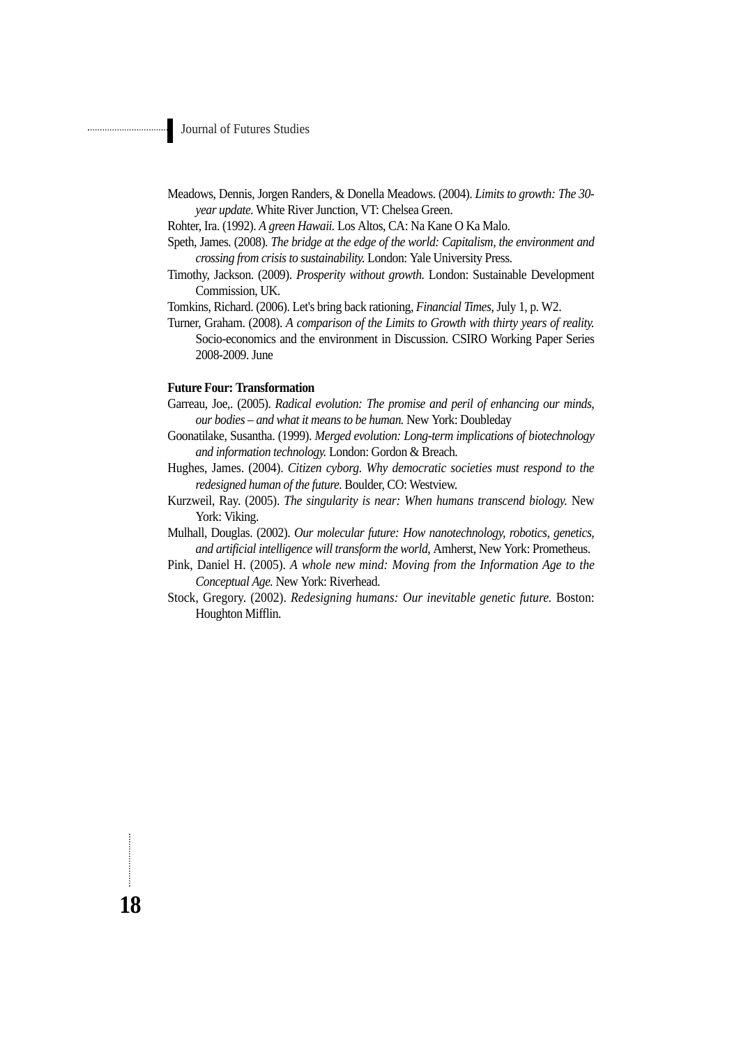Meadows, Dennis, Jorgen Randers, & Donella Meadows. (2004). *Limits to growth: The 30-year update.* White River Junction, VT: Chelsea Green.

Rohter, Ira. (1992). *A green Hawaii.* Los Altos, CA: Na Kane O Ka Malo.

Speth, James. (2008). *The bridge at the edge of the world: Capitalism, the environment and crossing from crisis to sustainability.* London: Yale University Press.

Timothy, Jackson. (2009). *Prosperity without growth.* London: Sustainable Development Commission, UK.

Tomkins, Richard. (2006). Let's bring back rationing, *Financial Times*, July 1, p. W2.

Turner, Graham. (2008). *A comparison of the Limits to Growth with thirty years of reality.* Socio-economics and the environment in Discussion. CSIRO Working Paper Series 2008-2009. June

**Future Four: Transformation**

Garreau, Joe,. (2005). *Radical evolution: The promise and peril of enhancing our minds, our bodies – and what it means to be human.* New York: Doubleday

Goonatilake, Susantha. (1999). *Merged evolution: Long-term implications of biotechnology and information technology.* London: Gordon & Breach.

Hughes, James. (2004). *Citizen cyborg. Why democratic societies must respond to the redesigned human of the future.* Boulder, CO: Westview.

Kurzweil, Ray. (2005). *The singularity is near: When humans transcend biology.* New York: Viking.

Mulhall, Douglas. (2002). *Our molecular future: How nanotechnology, robotics, genetics, and artificial intelligence will transform the world,* Amherst, New York: Prometheus.

Pink, Daniel H. (2005). *A whole new mind: Moving from the Information Age to the Conceptual Age.* New York: Riverhead.

Stock, Gregory. (2002). *Redesigning humans: Our inevitable genetic future.* Boston: Houghton Mifflin.